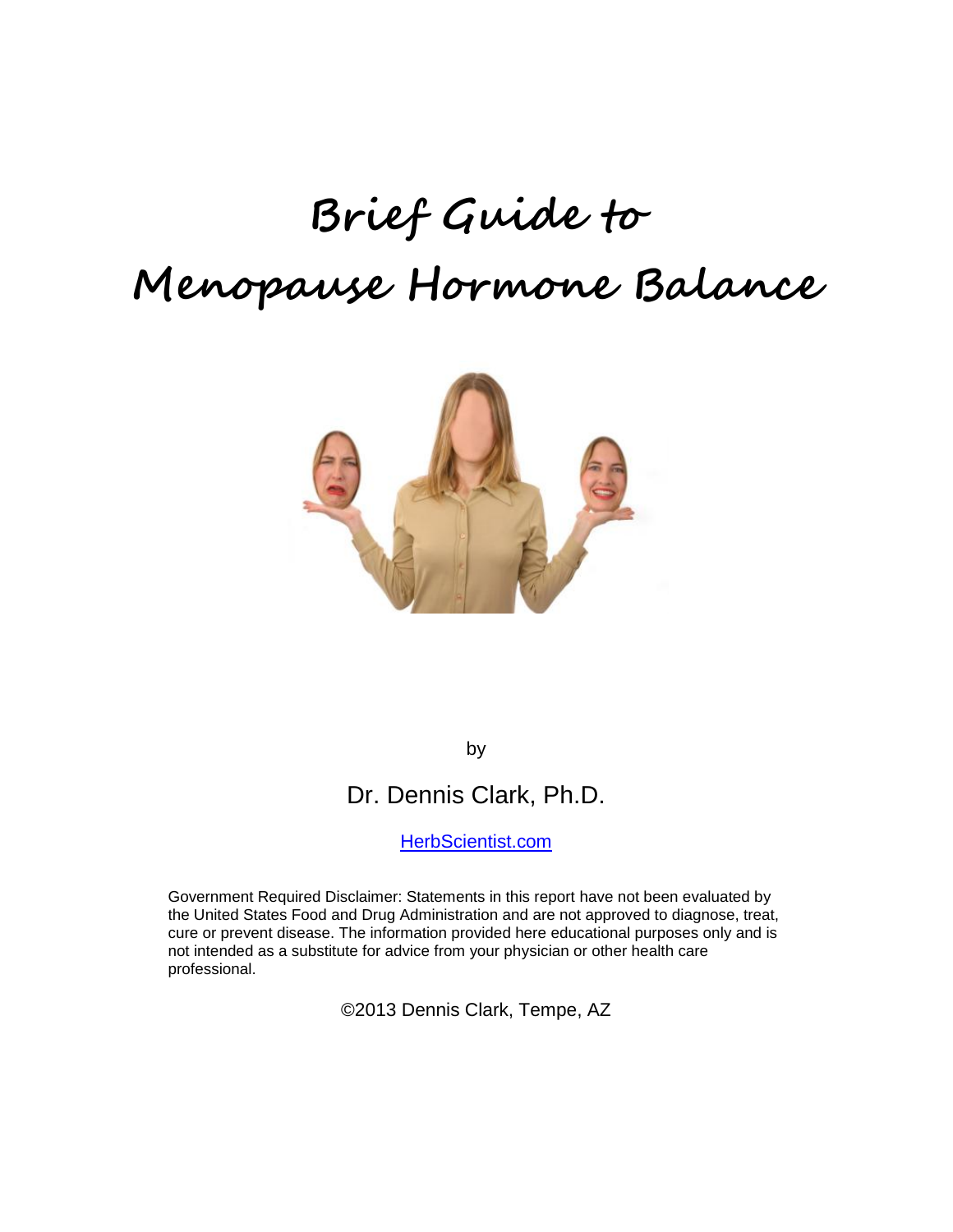# Brief Guide to Menopause Hormone Balance

by

Dr. Dennis Clark, Ph.D.

[HerbScientist.com](HerbScientist.com)

Government Required Disclaimer: Statements in this report have not been evaluated by the United States Food and Drug Administration and are not approved to diagnose, treat, cure or prevent disease. The information provided here educational purposes only and is not intended as a substitute for advice from your physician or other health care professional.

©2013 Dennis Clark, Tempe, AZ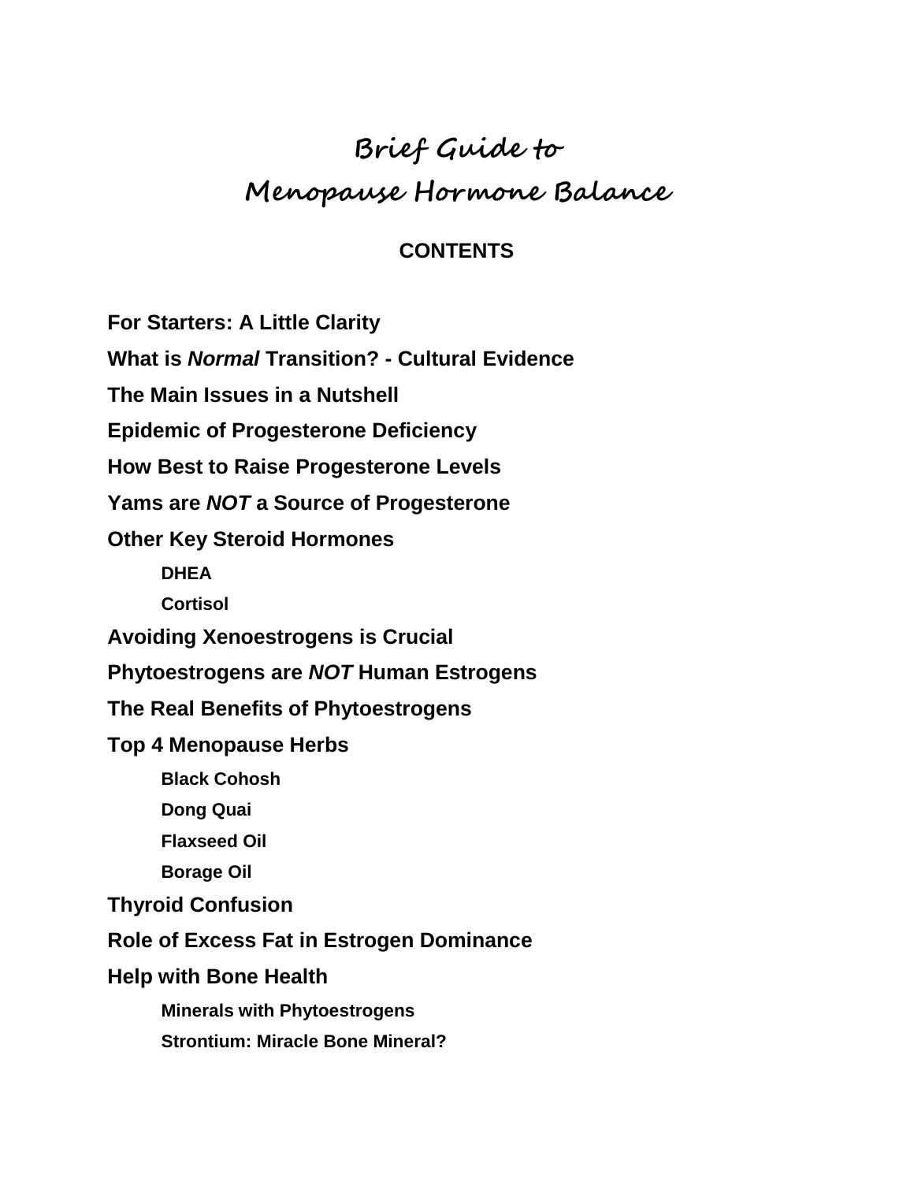# Brief Guide to Menopause Hormone Balance

## CONTENTS

**For Starters: A Little Clarity**

**What is *Normal* Transition? - Cultural Evidence**

**The Main Issues in a Nutshell**

**Epidemic of Progesterone Deficiency**

**How Best to Raise Progesterone Levels**

**Yams are *NOT* a Source of Progesterone**

**Other Key Steroid Hormones**

- **DHEA**
- **Cortisol**

**Avoiding Xenoestrogens is Crucial**

**Phytoestrogens are *NOT* Human Estrogens**

**The Real Benefits of Phytoestrogens**

**Top 4 Menopause Herbs**

- **Black Cohosh**
- **Dong Quai**
- **Flaxseed Oil**
- **Borage Oil**

**Thyroid Confusion**

**Role of Excess Fat in Estrogen Dominance**

**Help with Bone Health**

- **Minerals with Phytoestrogens**
- **Strontium: Miracle Bone Mineral?**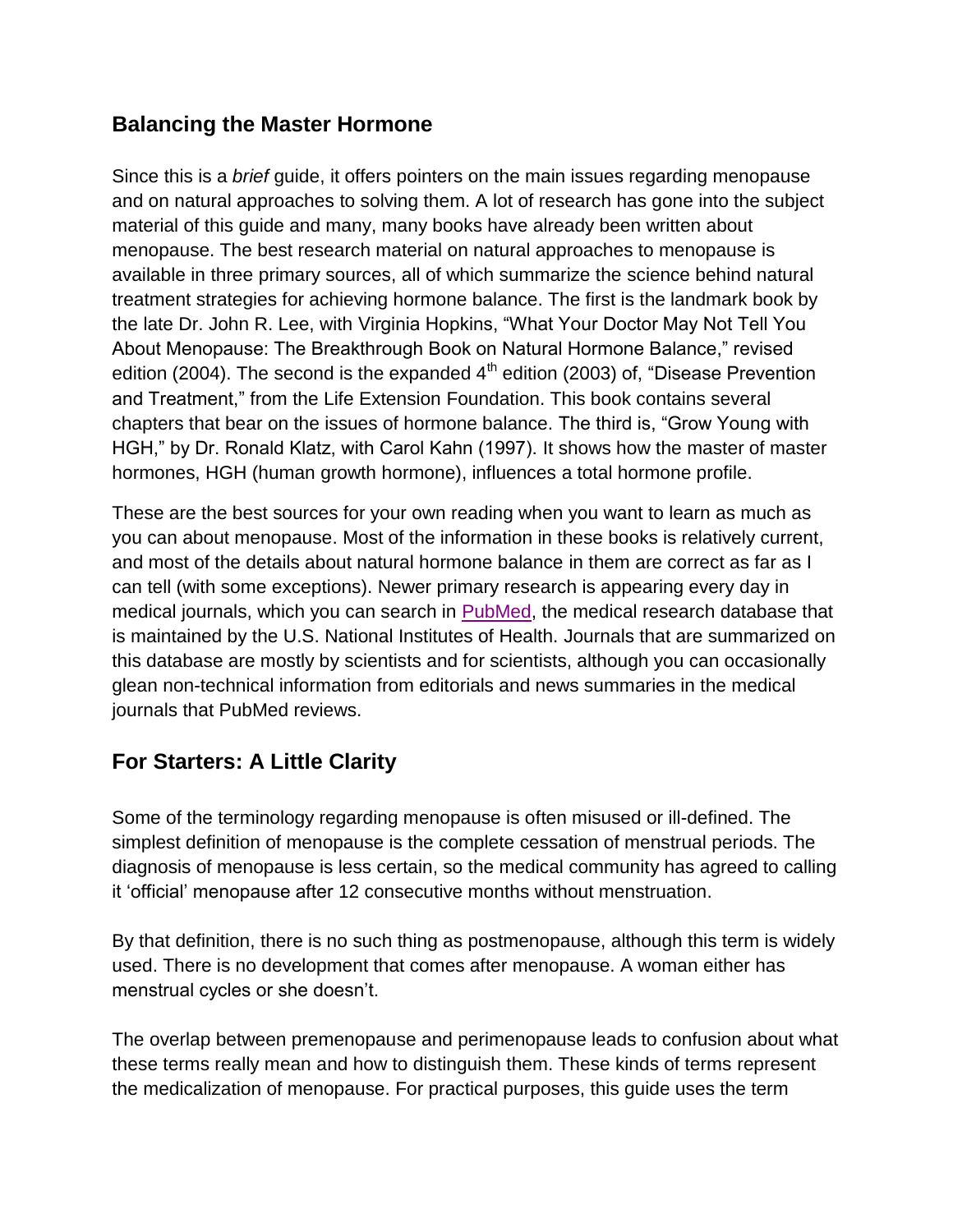## Balancing the Master Hormone

Since this is a *brief* guide, it offers pointers on the main issues regarding menopause and on natural approaches to solving them. A lot of research has gone into the subject material of this guide and many, many books have already been written about menopause. The best research material on natural approaches to menopause is available in three primary sources, all of which summarize the science behind natural treatment strategies for achieving hormone balance. The first is the landmark book by the late Dr. John R. Lee, with Virginia Hopkins, "What Your Doctor May Not Tell You About Menopause: The Breakthrough Book on Natural Hormone Balance," revised edition (2004). The second is the expanded 4th edition (2003) of, "Disease Prevention and Treatment," from the Life Extension Foundation. This book contains several chapters that bear on the issues of hormone balance. The third is, "Grow Young with HGH," by Dr. Ronald Klatz, with Carol Kahn (1997). It shows how the master of master hormones, HGH (human growth hormone), influences a total hormone profile.

These are the best sources for your own reading when you want to learn as much as you can about menopause. Most of the information in these books is relatively current, and most of the details about natural hormone balance in them are correct as far as I can tell (with some exceptions). Newer primary research is appearing every day in medical journals, which you can search in PubMed, the medical research database that is maintained by the U.S. National Institutes of Health. Journals that are summarized on this database are mostly by scientists and for scientists, although you can occasionally glean non-technical information from editorials and news summaries in the medical journals that PubMed reviews.

## For Starters: A Little Clarity

Some of the terminology regarding menopause is often misused or ill-defined. The simplest definition of menopause is the complete cessation of menstrual periods. The diagnosis of menopause is less certain, so the medical community has agreed to calling it 'official' menopause after 12 consecutive months without menstruation.

By that definition, there is no such thing as postmenopause, although this term is widely used. There is no development that comes after menopause. A woman either has menstrual cycles or she doesn't.

The overlap between premenopause and perimenopause leads to confusion about what these terms really mean and how to distinguish them. These kinds of terms represent the medicalization of menopause. For practical purposes, this guide uses the term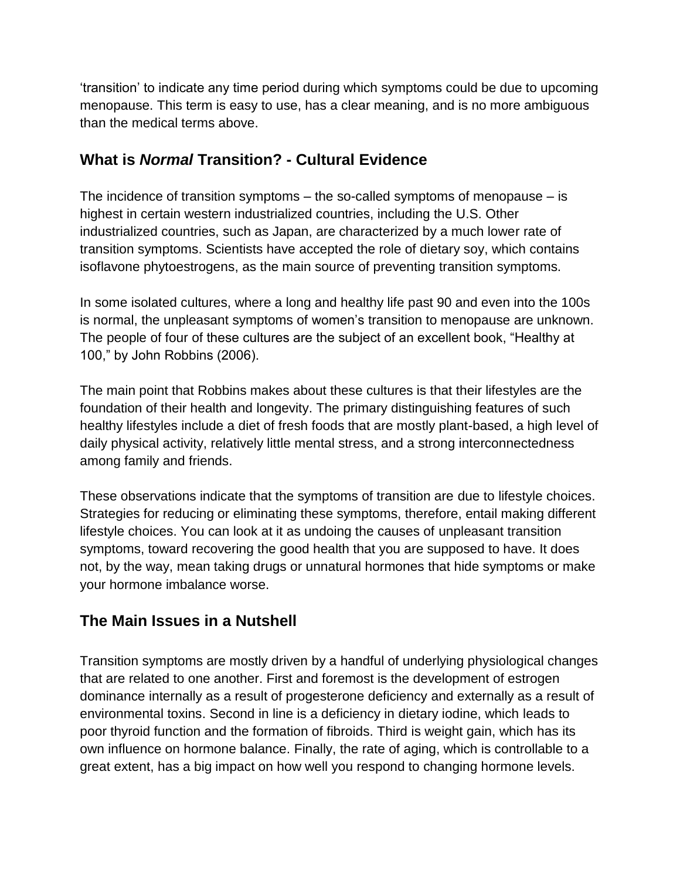'transition' to indicate any time period during which symptoms could be due to upcoming menopause. This term is easy to use, has a clear meaning, and is no more ambiguous than the medical terms above.

## What is *Normal* Transition? - Cultural Evidence

The incidence of transition symptoms – the so-called symptoms of menopause – is highest in certain western industrialized countries, including the U.S. Other industrialized countries, such as Japan, are characterized by a much lower rate of transition symptoms. Scientists have accepted the role of dietary soy, which contains isoflavone phytoestrogens, as the main source of preventing transition symptoms.

In some isolated cultures, where a long and healthy life past 90 and even into the 100s is normal, the unpleasant symptoms of women's transition to menopause are unknown. The people of four of these cultures are the subject of an excellent book, "Healthy at 100," by John Robbins (2006).

The main point that Robbins makes about these cultures is that their lifestyles are the foundation of their health and longevity. The primary distinguishing features of such healthy lifestyles include a diet of fresh foods that are mostly plant-based, a high level of daily physical activity, relatively little mental stress, and a strong interconnectedness among family and friends.

These observations indicate that the symptoms of transition are due to lifestyle choices. Strategies for reducing or eliminating these symptoms, therefore, entail making different lifestyle choices. You can look at it as undoing the causes of unpleasant transition symptoms, toward recovering the good health that you are supposed to have. It does not, by the way, mean taking drugs or unnatural hormones that hide symptoms or make your hormone imbalance worse.

## The Main Issues in a Nutshell

Transition symptoms are mostly driven by a handful of underlying physiological changes that are related to one another. First and foremost is the development of estrogen dominance internally as a result of progesterone deficiency and externally as a result of environmental toxins. Second in line is a deficiency in dietary iodine, which leads to poor thyroid function and the formation of fibroids. Third is weight gain, which has its own influence on hormone balance. Finally, the rate of aging, which is controllable to a great extent, has a big impact on how well you respond to changing hormone levels.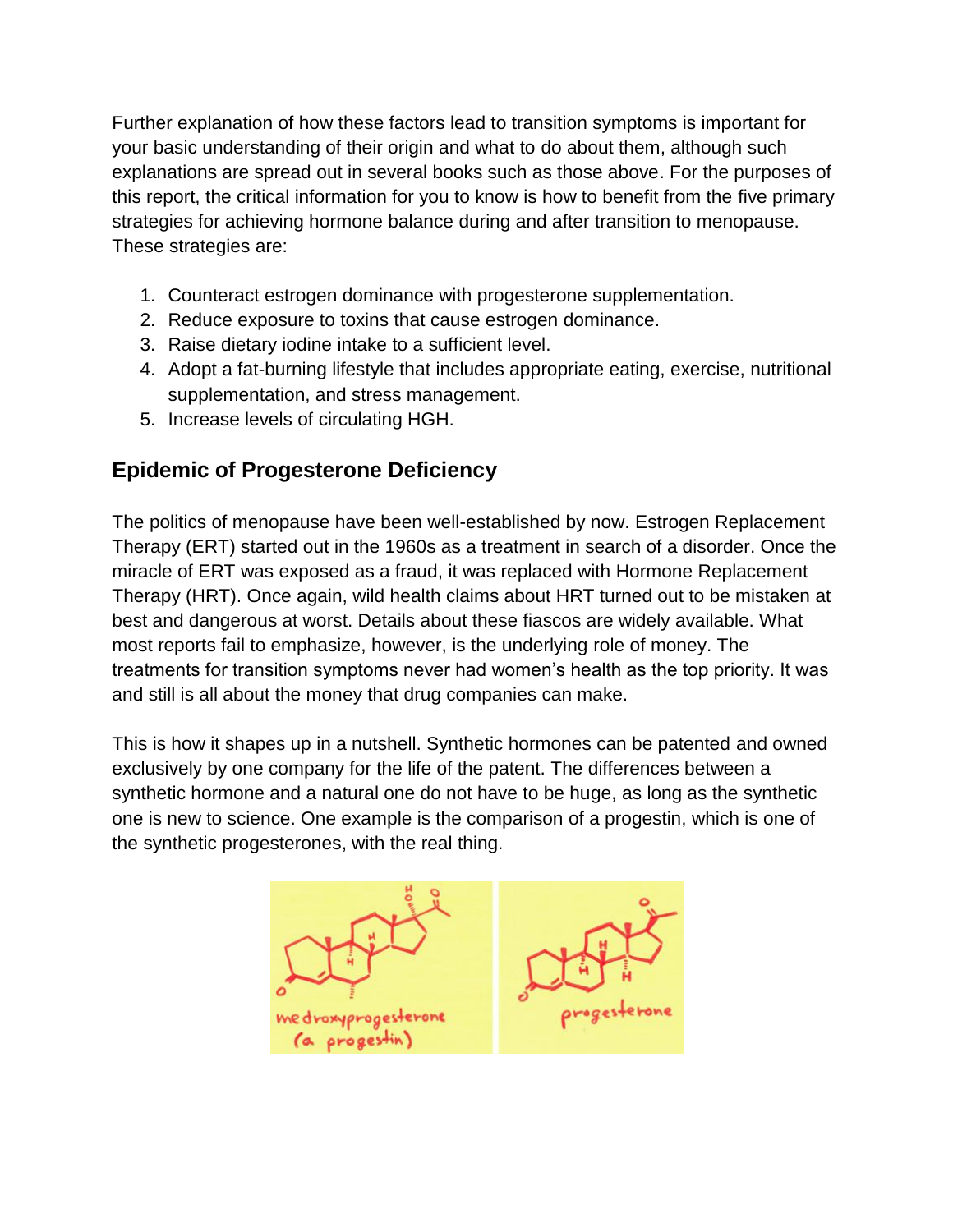Further explanation of how these factors lead to transition symptoms is important for your basic understanding of their origin and what to do about them, although such explanations are spread out in several books such as those above. For the purposes of this report, the critical information for you to know is how to benefit from the five primary strategies for achieving hormone balance during and after transition to menopause. These strategies are:

1. Counteract estrogen dominance with progesterone supplementation.
2. Reduce exposure to toxins that cause estrogen dominance.
3. Raise dietary iodine intake to a sufficient level.
4. Adopt a fat-burning lifestyle that includes appropriate eating, exercise, nutritional supplementation, and stress management.
5. Increase levels of circulating HGH.

## Epidemic of Progesterone Deficiency

The politics of menopause have been well-established by now. Estrogen Replacement Therapy (ERT) started out in the 1960s as a treatment in search of a disorder. Once the miracle of ERT was exposed as a fraud, it was replaced with Hormone Replacement Therapy (HRT). Once again, wild health claims about HRT turned out to be mistaken at best and dangerous at worst. Details about these fiascos are widely available. What most reports fail to emphasize, however, is the underlying role of money. The treatments for transition symptoms never had women's health as the top priority. It was and still is all about the money that drug companies can make.

This is how it shapes up in a nutshell. Synthetic hormones can be patented and owned exclusively by one company for the life of the patent. The differences between a synthetic hormone and a natural one do not have to be huge, as long as the synthetic one is new to science. One example is the comparison of a progestin, which is one of the synthetic progesterones, with the real thing.

medroxyprogesterone (a progestin)

progesterone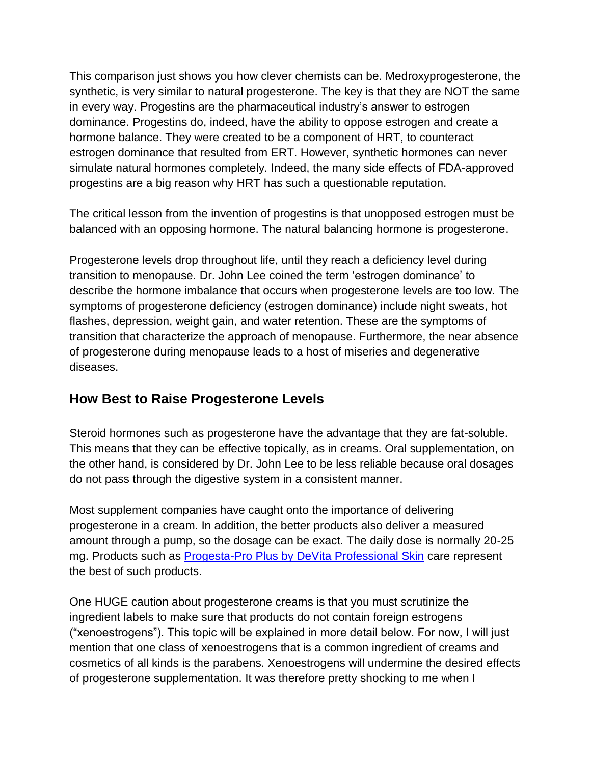This comparison just shows you how clever chemists can be. Medroxyprogesterone, the synthetic, is very similar to natural progesterone. The key is that they are NOT the same in every way. Progestins are the pharmaceutical industry's answer to estrogen dominance. Progestins do, indeed, have the ability to oppose estrogen and create a hormone balance. They were created to be a component of HRT, to counteract estrogen dominance that resulted from ERT. However, synthetic hormones can never simulate natural hormones completely. Indeed, the many side effects of FDA-approved progestins are a big reason why HRT has such a questionable reputation.

The critical lesson from the invention of progestins is that unopposed estrogen must be balanced with an opposing hormone. The natural balancing hormone is progesterone.

Progesterone levels drop throughout life, until they reach a deficiency level during transition to menopause. Dr. John Lee coined the term 'estrogen dominance' to describe the hormone imbalance that occurs when progesterone levels are too low. The symptoms of progesterone deficiency (estrogen dominance) include night sweats, hot flashes, depression, weight gain, and water retention. These are the symptoms of transition that characterize the approach of menopause. Furthermore, the near absence of progesterone during menopause leads to a host of miseries and degenerative diseases.

## How Best to Raise Progesterone Levels

Steroid hormones such as progesterone have the advantage that they are fat-soluble. This means that they can be effective topically, as in creams. Oral supplementation, on the other hand, is considered by Dr. John Lee to be less reliable because oral dosages do not pass through the digestive system in a consistent manner.

Most supplement companies have caught onto the importance of delivering progesterone in a cream. In addition, the better products also deliver a measured amount through a pump, so the dosage can be exact. The daily dose is normally 20-25 mg. Products such as Progesta-Pro Plus by DeVita Professional Skin care represent the best of such products.

One HUGE caution about progesterone creams is that you must scrutinize the ingredient labels to make sure that products do not contain foreign estrogens ("xenoestrogens"). This topic will be explained in more detail below. For now, I will just mention that one class of xenoestrogens that is a common ingredient of creams and cosmetics of all kinds is the parabens. Xenoestrogens will undermine the desired effects of progesterone supplementation. It was therefore pretty shocking to me when I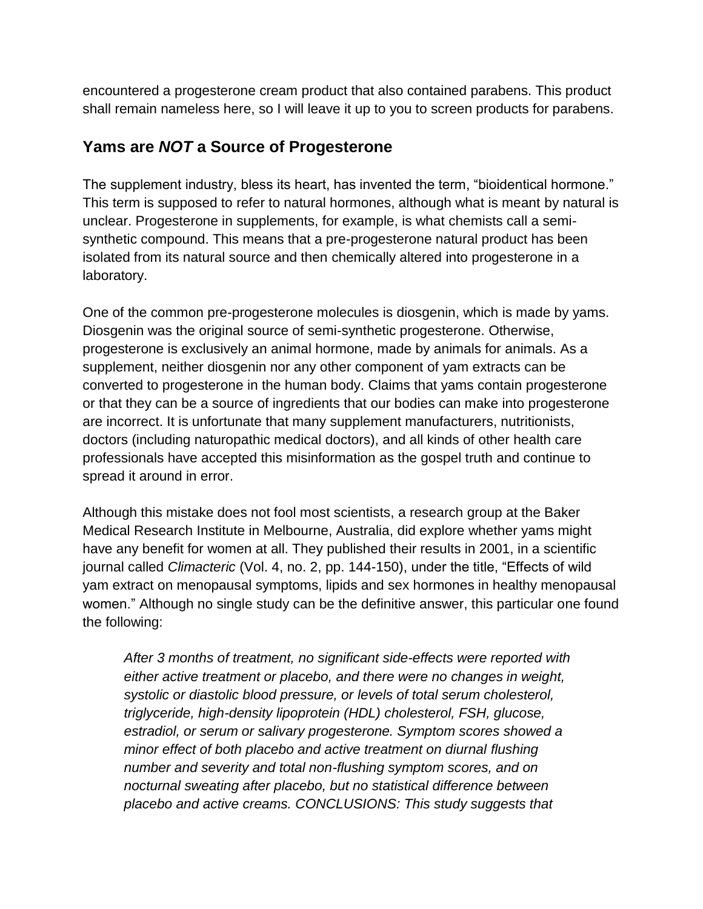encountered a progesterone cream product that also contained parabens. This product shall remain nameless here, so I will leave it up to you to screen products for parabens.

## Yams are *NOT* a Source of Progesterone

The supplement industry, bless its heart, has invented the term, "bioidentical hormone." This term is supposed to refer to natural hormones, although what is meant by natural is unclear. Progesterone in supplements, for example, is what chemists call a semi-synthetic compound. This means that a pre-progesterone natural product has been isolated from its natural source and then chemically altered into progesterone in a laboratory.

One of the common pre-progesterone molecules is diosgenin, which is made by yams. Diosgenin was the original source of semi-synthetic progesterone. Otherwise, progesterone is exclusively an animal hormone, made by animals for animals. As a supplement, neither diosgenin nor any other component of yam extracts can be converted to progesterone in the human body. Claims that yams contain progesterone or that they can be a source of ingredients that our bodies can make into progesterone are incorrect. It is unfortunate that many supplement manufacturers, nutritionists, doctors (including naturopathic medical doctors), and all kinds of other health care professionals have accepted this misinformation as the gospel truth and continue to spread it around in error.

Although this mistake does not fool most scientists, a research group at the Baker Medical Research Institute in Melbourne, Australia, did explore whether yams might have any benefit for women at all. They published their results in 2001, in a scientific journal called *Climacteric* (Vol. 4, no. 2, pp. 144-150), under the title, "Effects of wild yam extract on menopausal symptoms, lipids and sex hormones in healthy menopausal women." Although no single study can be the definitive answer, this particular one found the following:

> *After 3 months of treatment, no significant side-effects were reported with either active treatment or placebo, and there were no changes in weight, systolic or diastolic blood pressure, or levels of total serum cholesterol, triglyceride, high-density lipoprotein (HDL) cholesterol, FSH, glucose, estradiol, or serum or salivary progesterone. Symptom scores showed a minor effect of both placebo and active treatment on diurnal flushing number and severity and total non-flushing symptom scores, and on nocturnal sweating after placebo, but no statistical difference between placebo and active creams. CONCLUSIONS: This study suggests that*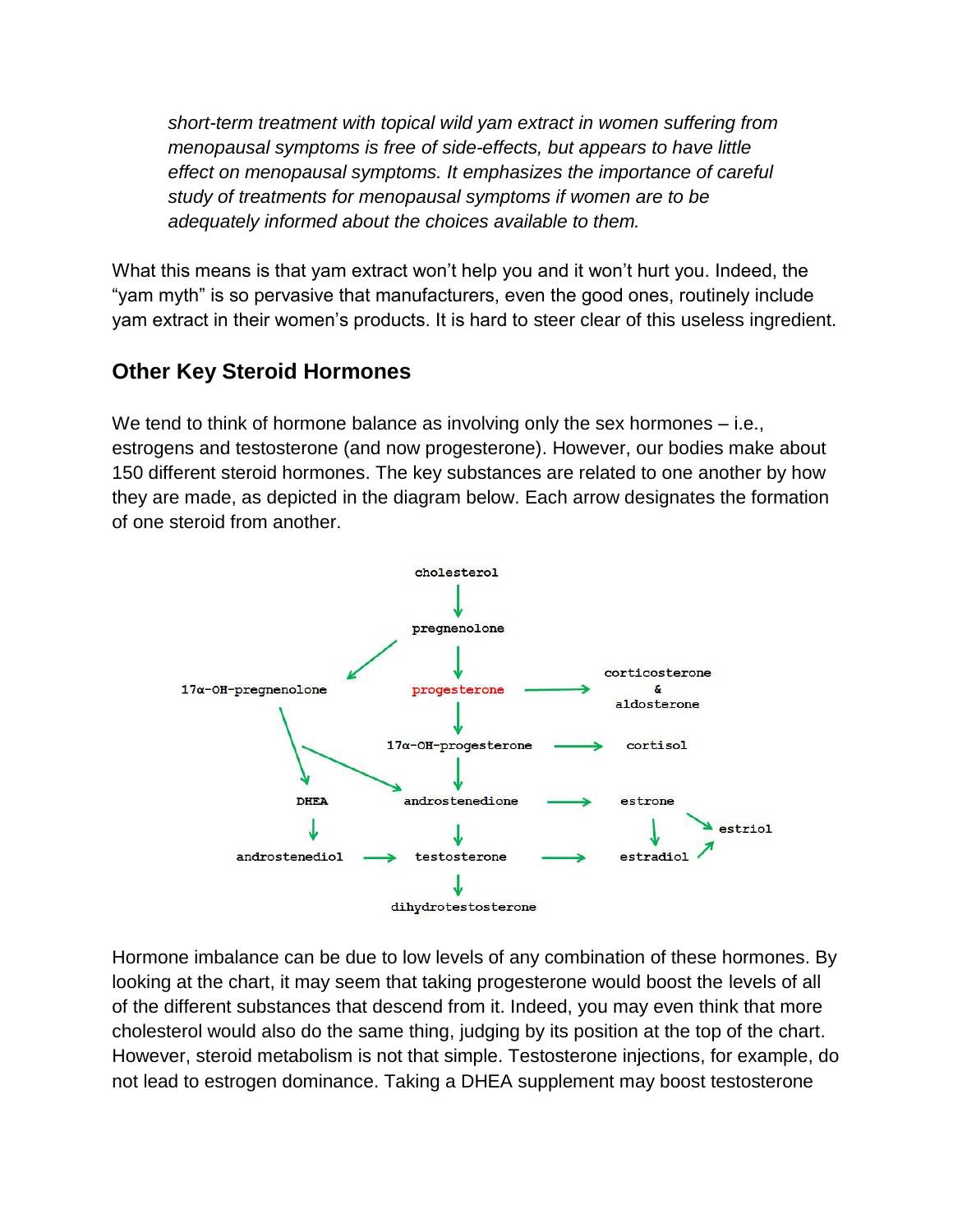*short-term treatment with topical wild yam extract in women suffering from menopausal symptoms is free of side-effects, but appears to have little effect on menopausal symptoms. It emphasizes the importance of careful study of treatments for menopausal symptoms if women are to be adequately informed about the choices available to them.*

What this means is that yam extract won't help you and it won't hurt you. Indeed, the "yam myth" is so pervasive that manufacturers, even the good ones, routinely include yam extract in their women's products. It is hard to steer clear of this useless ingredient.

## Other Key Steroid Hormones

We tend to think of hormone balance as involving only the sex hormones – i.e., estrogens and testosterone (and now progesterone). However, our bodies make about 150 different steroid hormones. The key substances are related to one another by how they are made, as depicted in the diagram below. Each arrow designates the formation of one steroid from another.

Hormone imbalance can be due to low levels of any combination of these hormones. By looking at the chart, it may seem that taking progesterone would boost the levels of all of the different substances that descend from it. Indeed, you may even think that more cholesterol would also do the same thing, judging by its position at the top of the chart. However, steroid metabolism is not that simple. Testosterone injections, for example, do not lead to estrogen dominance. Taking a DHEA supplement may boost testosterone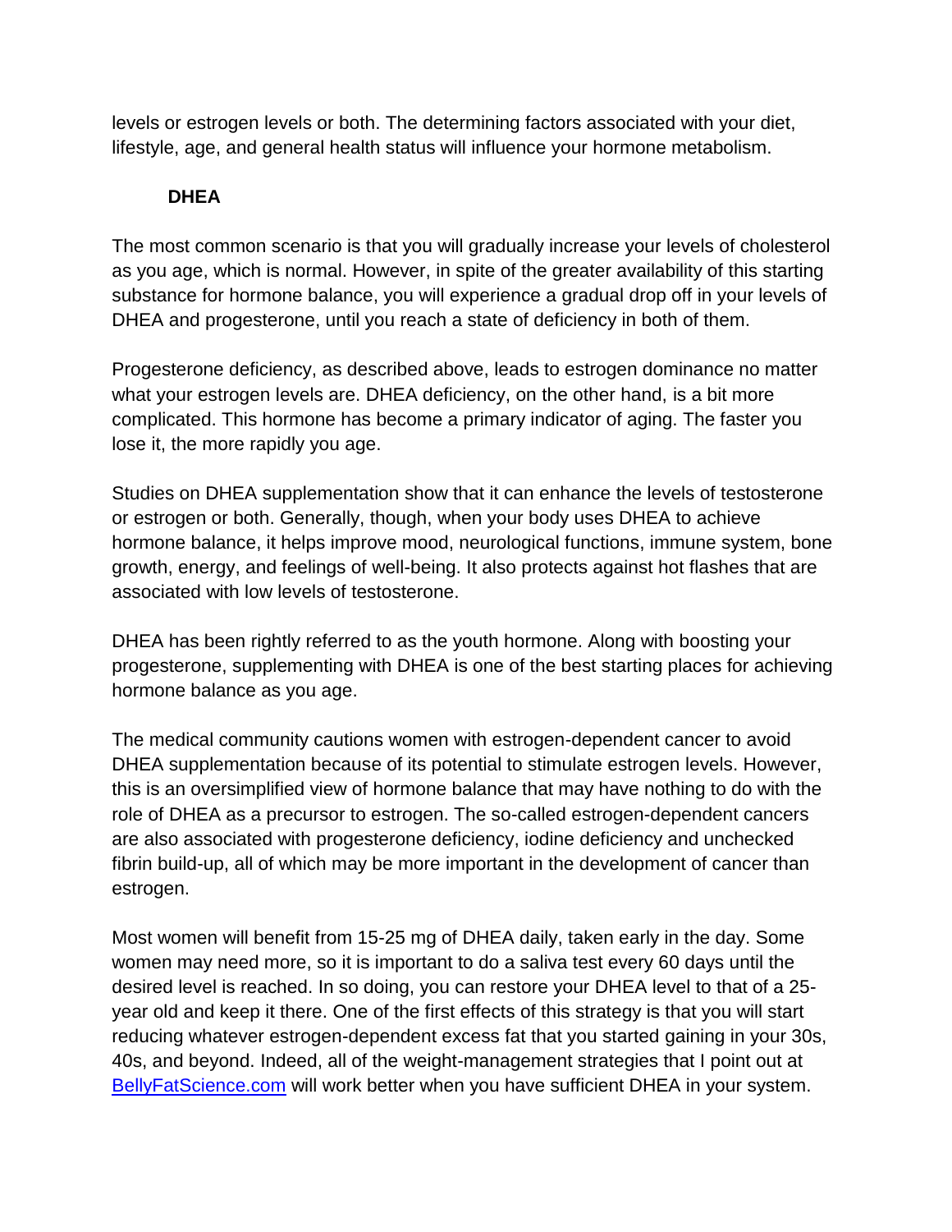levels or estrogen levels or both. The determining factors associated with your diet, lifestyle, age, and general health status will influence your hormone metabolism.

### DHEA

The most common scenario is that you will gradually increase your levels of cholesterol as you age, which is normal. However, in spite of the greater availability of this starting substance for hormone balance, you will experience a gradual drop off in your levels of DHEA and progesterone, until you reach a state of deficiency in both of them.

Progesterone deficiency, as described above, leads to estrogen dominance no matter what your estrogen levels are. DHEA deficiency, on the other hand, is a bit more complicated. This hormone has become a primary indicator of aging. The faster you lose it, the more rapidly you age.

Studies on DHEA supplementation show that it can enhance the levels of testosterone or estrogen or both. Generally, though, when your body uses DHEA to achieve hormone balance, it helps improve mood, neurological functions, immune system, bone growth, energy, and feelings of well-being. It also protects against hot flashes that are associated with low levels of testosterone.

DHEA has been rightly referred to as the youth hormone. Along with boosting your progesterone, supplementing with DHEA is one of the best starting places for achieving hormone balance as you age.

The medical community cautions women with estrogen-dependent cancer to avoid DHEA supplementation because of its potential to stimulate estrogen levels. However, this is an oversimplified view of hormone balance that may have nothing to do with the role of DHEA as a precursor to estrogen. The so-called estrogen-dependent cancers are also associated with progesterone deficiency, iodine deficiency and unchecked fibrin build-up, all of which may be more important in the development of cancer than estrogen.

Most women will benefit from 15-25 mg of DHEA daily, taken early in the day. Some women may need more, so it is important to do a saliva test every 60 days until the desired level is reached. In so doing, you can restore your DHEA level to that of a 25-year old and keep it there. One of the first effects of this strategy is that you will start reducing whatever estrogen-dependent excess fat that you started gaining in your 30s, 40s, and beyond. Indeed, all of the weight-management strategies that I point out at [BellyFatScience.com](http://BellyFatScience.com) will work better when you have sufficient DHEA in your system.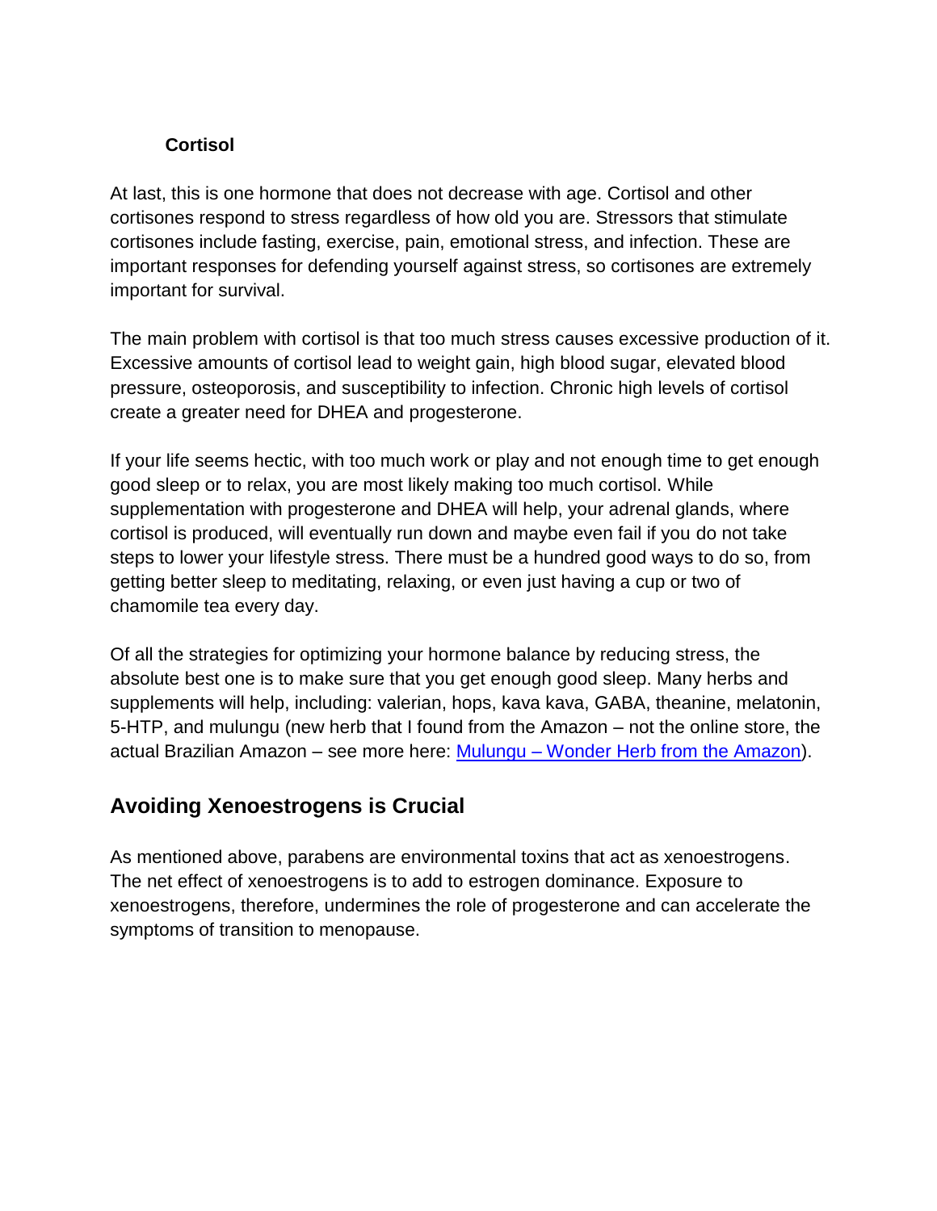**Cortisol**

At last, this is one hormone that does not decrease with age. Cortisol and other cortisones respond to stress regardless of how old you are. Stressors that stimulate cortisones include fasting, exercise, pain, emotional stress, and infection. These are important responses for defending yourself against stress, so cortisones are extremely important for survival.

The main problem with cortisol is that too much stress causes excessive production of it. Excessive amounts of cortisol lead to weight gain, high blood sugar, elevated blood pressure, osteoporosis, and susceptibility to infection. Chronic high levels of cortisol create a greater need for DHEA and progesterone.

If your life seems hectic, with too much work or play and not enough time to get enough good sleep or to relax, you are most likely making too much cortisol. While supplementation with progesterone and DHEA will help, your adrenal glands, where cortisol is produced, will eventually run down and maybe even fail if you do not take steps to lower your lifestyle stress. There must be a hundred good ways to do so, from getting better sleep to meditating, relaxing, or even just having a cup or two of chamomile tea every day.

Of all the strategies for optimizing your hormone balance by reducing stress, the absolute best one is to make sure that you get enough good sleep. Many herbs and supplements will help, including: valerian, hops, kava kava, GABA, theanine, melatonin, 5-HTP, and mulungu (new herb that I found from the Amazon – not the online store, the actual Brazilian Amazon – see more here: Mulungu – Wonder Herb from the Amazon).

## Avoiding Xenoestrogens is Crucial

As mentioned above, parabens are environmental toxins that act as xenoestrogens. The net effect of xenoestrogens is to add to estrogen dominance. Exposure to xenoestrogens, therefore, undermines the role of progesterone and can accelerate the symptoms of transition to menopause.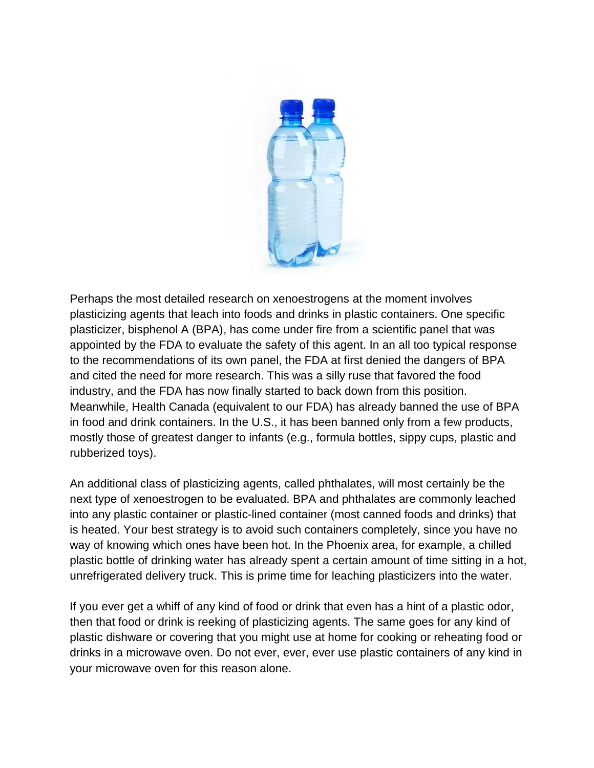Perhaps the most detailed research on xenoestrogens at the moment involves plasticizing agents that leach into foods and drinks in plastic containers. One specific plasticizer, bisphenol A (BPA), has come under fire from a scientific panel that was appointed by the FDA to evaluate the safety of this agent. In an all too typical response to the recommendations of its own panel, the FDA at first denied the dangers of BPA and cited the need for more research. This was a silly ruse that favored the food industry, and the FDA has now finally started to back down from this position. Meanwhile, Health Canada (equivalent to our FDA) has already banned the use of BPA in food and drink containers. In the U.S., it has been banned only from a few products, mostly those of greatest danger to infants (e.g., formula bottles, sippy cups, plastic and rubberized toys).

An additional class of plasticizing agents, called phthalates, will most certainly be the next type of xenoestrogen to be evaluated. BPA and phthalates are commonly leached into any plastic container or plastic-lined container (most canned foods and drinks) that is heated. Your best strategy is to avoid such containers completely, since you have no way of knowing which ones have been hot. In the Phoenix area, for example, a chilled plastic bottle of drinking water has already spent a certain amount of time sitting in a hot, unrefrigerated delivery truck. This is prime time for leaching plasticizers into the water.

If you ever get a whiff of any kind of food or drink that even has a hint of a plastic odor, then that food or drink is reeking of plasticizing agents. The same goes for any kind of plastic dishware or covering that you might use at home for cooking or reheating food or drinks in a microwave oven. Do not ever, ever, ever use plastic containers of any kind in your microwave oven for this reason alone.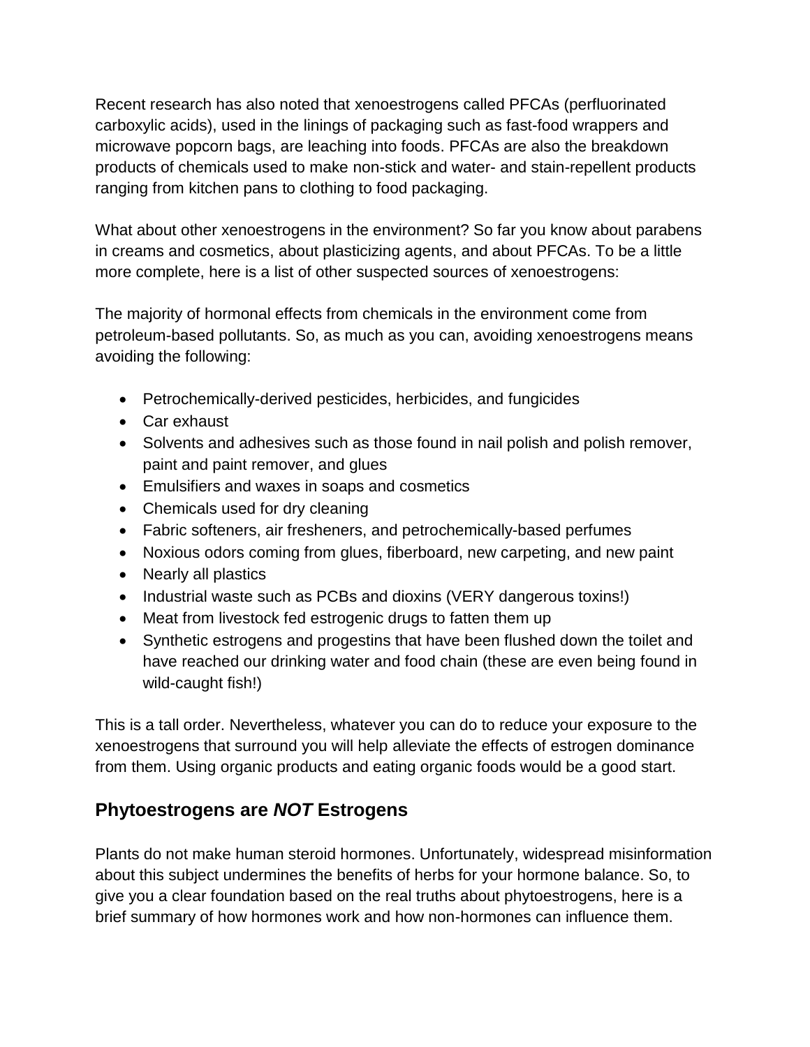Recent research has also noted that xenoestrogens called PFCAs (perfluorinated carboxylic acids), used in the linings of packaging such as fast-food wrappers and microwave popcorn bags, are leaching into foods. PFCAs are also the breakdown products of chemicals used to make non-stick and water- and stain-repellent products ranging from kitchen pans to clothing to food packaging.

What about other xenoestrogens in the environment? So far you know about parabens in creams and cosmetics, about plasticizing agents, and about PFCAs. To be a little more complete, here is a list of other suspected sources of xenoestrogens:

The majority of hormonal effects from chemicals in the environment come from petroleum-based pollutants. So, as much as you can, avoiding xenoestrogens means avoiding the following:

- Petrochemically-derived pesticides, herbicides, and fungicides
- Car exhaust
- Solvents and adhesives such as those found in nail polish and polish remover, paint and paint remover, and glues
- Emulsifiers and waxes in soaps and cosmetics
- Chemicals used for dry cleaning
- Fabric softeners, air fresheners, and petrochemically-based perfumes
- Noxious odors coming from glues, fiberboard, new carpeting, and new paint
- Nearly all plastics
- Industrial waste such as PCBs and dioxins (VERY dangerous toxins!)
- Meat from livestock fed estrogenic drugs to fatten them up
- Synthetic estrogens and progestins that have been flushed down the toilet and have reached our drinking water and food chain (these are even being found in wild-caught fish!)

This is a tall order. Nevertheless, whatever you can do to reduce your exposure to the xenoestrogens that surround you will help alleviate the effects of estrogen dominance from them. Using organic products and eating organic foods would be a good start.

## Phytoestrogens are ***NOT*** Estrogens

Plants do not make human steroid hormones. Unfortunately, widespread misinformation about this subject undermines the benefits of herbs for your hormone balance. So, to give you a clear foundation based on the real truths about phytoestrogens, here is a brief summary of how hormones work and how non-hormones can influence them.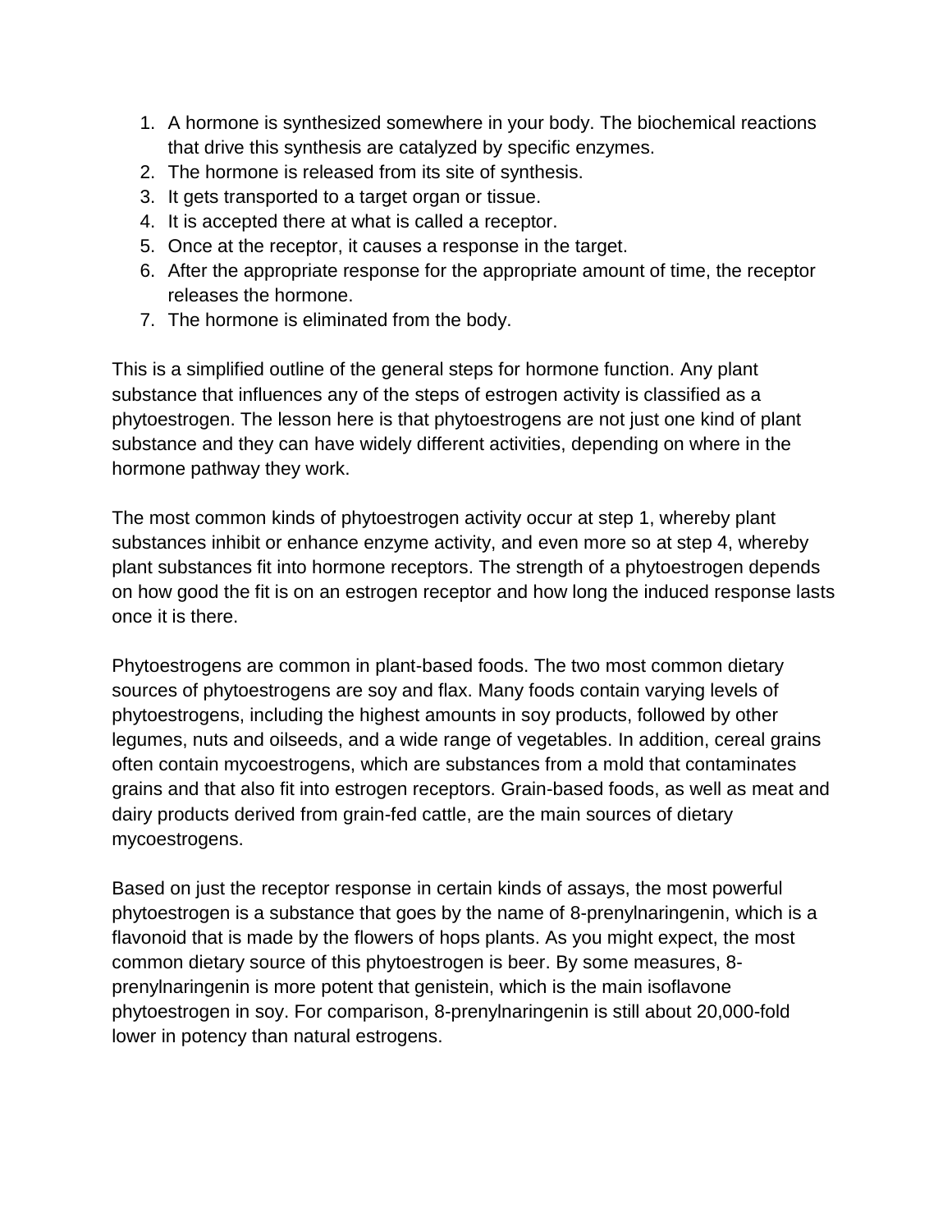1. A hormone is synthesized somewhere in your body. The biochemical reactions that drive this synthesis are catalyzed by specific enzymes.
2. The hormone is released from its site of synthesis.
3. It gets transported to a target organ or tissue.
4. It is accepted there at what is called a receptor.
5. Once at the receptor, it causes a response in the target.
6. After the appropriate response for the appropriate amount of time, the receptor releases the hormone.
7. The hormone is eliminated from the body.

This is a simplified outline of the general steps for hormone function. Any plant substance that influences any of the steps of estrogen activity is classified as a phytoestrogen. The lesson here is that phytoestrogens are not just one kind of plant substance and they can have widely different activities, depending on where in the hormone pathway they work.

The most common kinds of phytoestrogen activity occur at step 1, whereby plant substances inhibit or enhance enzyme activity, and even more so at step 4, whereby plant substances fit into hormone receptors. The strength of a phytoestrogen depends on how good the fit is on an estrogen receptor and how long the induced response lasts once it is there.

Phytoestrogens are common in plant-based foods. The two most common dietary sources of phytoestrogens are soy and flax. Many foods contain varying levels of phytoestrogens, including the highest amounts in soy products, followed by other legumes, nuts and oilseeds, and a wide range of vegetables. In addition, cereal grains often contain mycoestrogens, which are substances from a mold that contaminates grains and that also fit into estrogen receptors. Grain-based foods, as well as meat and dairy products derived from grain-fed cattle, are the main sources of dietary mycoestrogens.

Based on just the receptor response in certain kinds of assays, the most powerful phytoestrogen is a substance that goes by the name of 8-prenylnaringenin, which is a flavonoid that is made by the flowers of hops plants. As you might expect, the most common dietary source of this phytoestrogen is beer. By some measures, 8-prenylnaringenin is more potent that genistein, which is the main isoflavone phytoestrogen in soy. For comparison, 8-prenylnaringenin is still about 20,000-fold lower in potency than natural estrogens.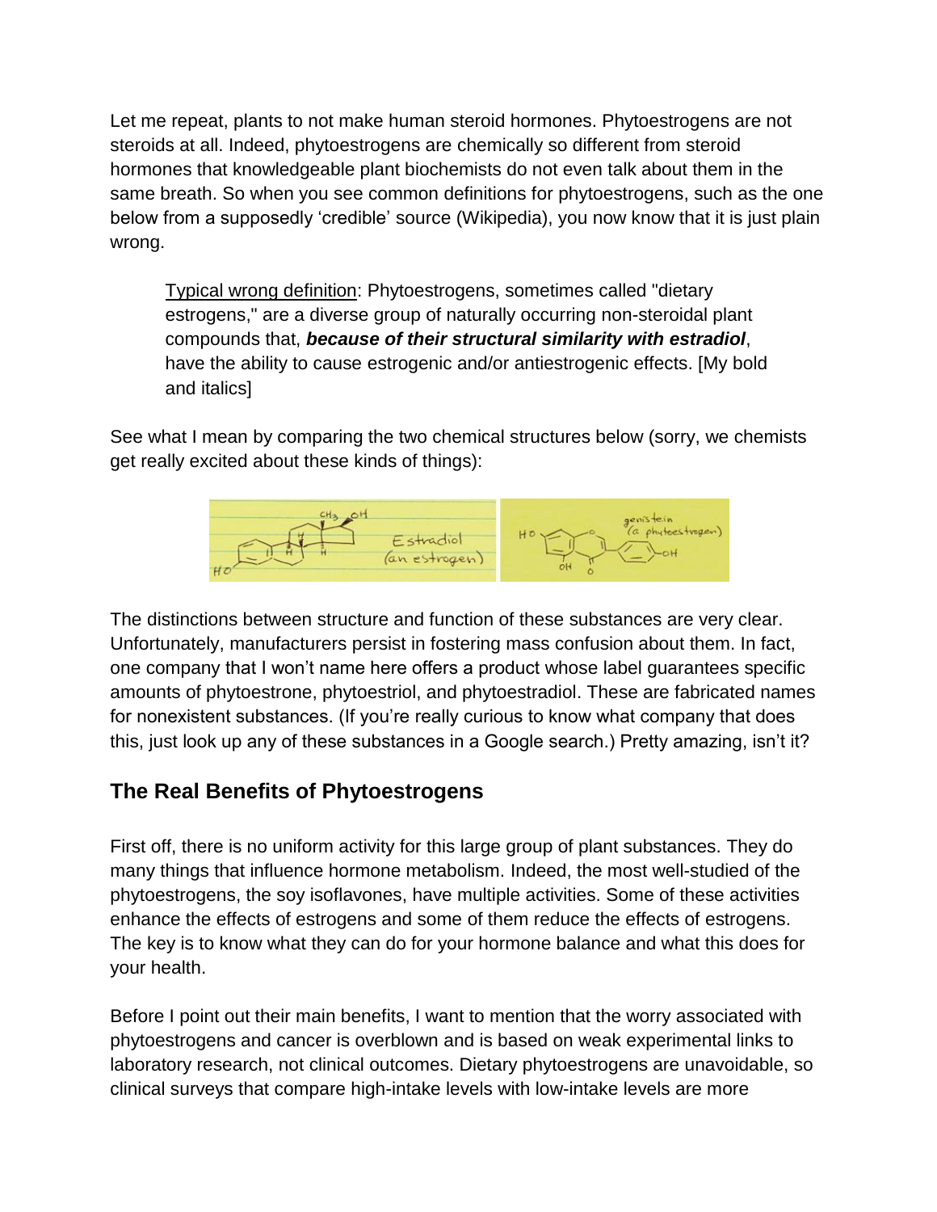Let me repeat, plants to not make human steroid hormones. Phytoestrogens are not steroids at all. Indeed, phytoestrogens are chemically so different from steroid hormones that knowledgeable plant biochemists do not even talk about them in the same breath. So when you see common definitions for phytoestrogens, such as the one below from a supposedly 'credible' source (Wikipedia), you now know that it is just plain wrong.

> Typical wrong definition: Phytoestrogens, sometimes called "dietary estrogens," are a diverse group of naturally occurring non-steroidal plant compounds that, ***because of their structural similarity with estradiol***, have the ability to cause estrogenic and/or antiestrogenic effects. [My bold and italics]

See what I mean by comparing the two chemical structures below (sorry, we chemists get really excited about these kinds of things):

The distinctions between structure and function of these substances are very clear. Unfortunately, manufacturers persist in fostering mass confusion about them. In fact, one company that I won't name here offers a product whose label guarantees specific amounts of phytoestrone, phytoestriol, and phytoestradiol. These are fabricated names for nonexistent substances. (If you're really curious to know what company that does this, just look up any of these substances in a Google search.) Pretty amazing, isn't it?

## The Real Benefits of Phytoestrogens

First off, there is no uniform activity for this large group of plant substances. They do many things that influence hormone metabolism. Indeed, the most well-studied of the phytoestrogens, the soy isoflavones, have multiple activities. Some of these activities enhance the effects of estrogens and some of them reduce the effects of estrogens. The key is to know what they can do for your hormone balance and what this does for your health.

Before I point out their main benefits, I want to mention that the worry associated with phytoestrogens and cancer is overblown and is based on weak experimental links to laboratory research, not clinical outcomes. Dietary phytoestrogens are unavoidable, so clinical surveys that compare high-intake levels with low-intake levels are more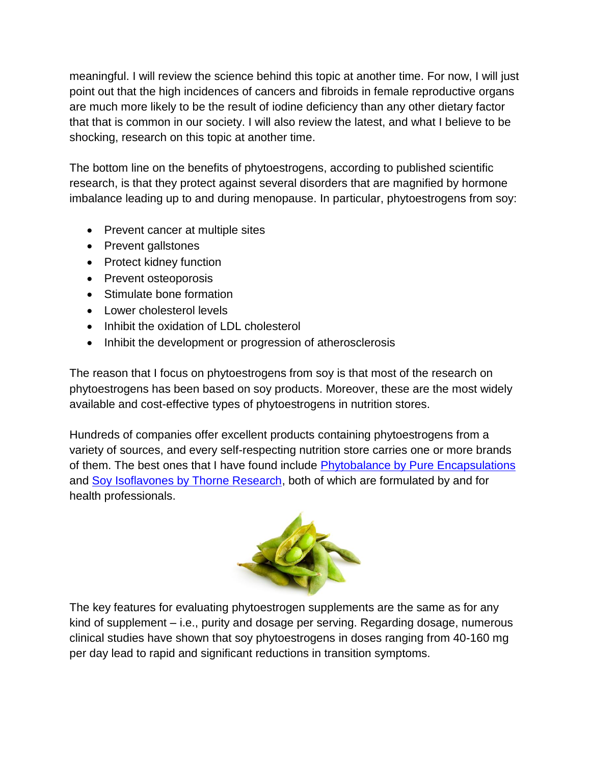meaningful. I will review the science behind this topic at another time. For now, I will just point out that the high incidences of cancers and fibroids in female reproductive organs are much more likely to be the result of iodine deficiency than any other dietary factor that that is common in our society. I will also review the latest, and what I believe to be shocking, research on this topic at another time.

The bottom line on the benefits of phytoestrogens, according to published scientific research, is that they protect against several disorders that are magnified by hormone imbalance leading up to and during menopause. In particular, phytoestrogens from soy:

- Prevent cancer at multiple sites
- Prevent gallstones
- Protect kidney function
- Prevent osteoporosis
- Stimulate bone formation
- Lower cholesterol levels
- Inhibit the oxidation of LDL cholesterol
- Inhibit the development or progression of atherosclerosis

The reason that I focus on phytoestrogens from soy is that most of the research on phytoestrogens has been based on soy products. Moreover, these are the most widely available and cost-effective types of phytoestrogens in nutrition stores.

Hundreds of companies offer excellent products containing phytoestrogens from a variety of sources, and every self-respecting nutrition store carries one or more brands of them. The best ones that I have found include Phytobalance by Pure Encapsulations and Soy Isoflavones by Thorne Research, both of which are formulated by and for health professionals.

The key features for evaluating phytoestrogen supplements are the same as for any kind of supplement – i.e., purity and dosage per serving. Regarding dosage, numerous clinical studies have shown that soy phytoestrogens in doses ranging from 40-160 mg per day lead to rapid and significant reductions in transition symptoms.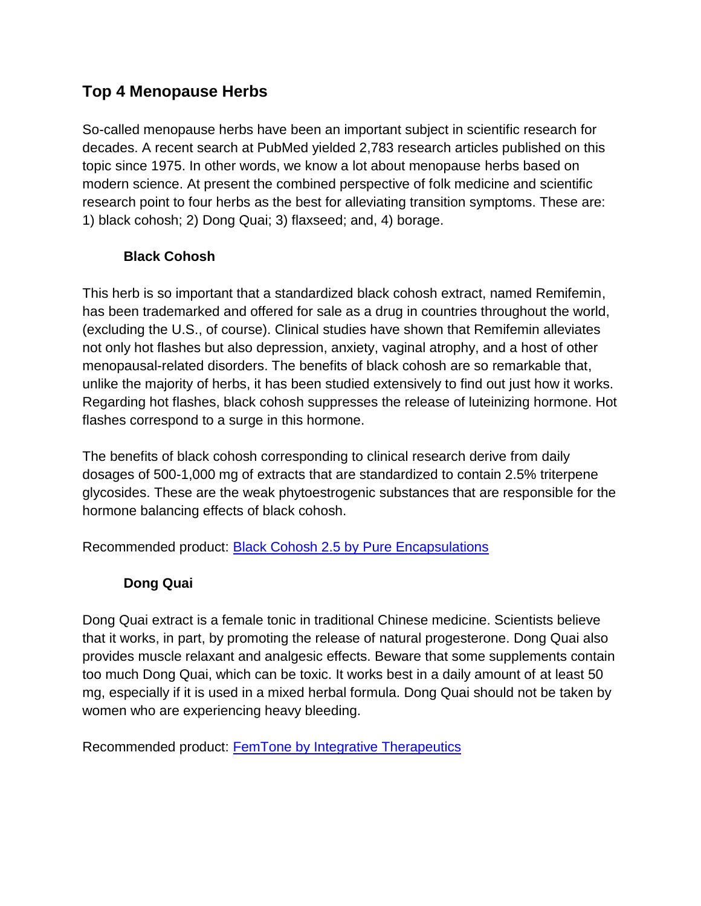## Top 4 Menopause Herbs

So-called menopause herbs have been an important subject in scientific research for decades. A recent search at PubMed yielded 2,783 research articles published on this topic since 1975. In other words, we know a lot about menopause herbs based on modern science. At present the combined perspective of folk medicine and scientific research point to four herbs as the best for alleviating transition symptoms. These are: 1) black cohosh; 2) Dong Quai; 3) flaxseed; and, 4) borage.

### Black Cohosh

This herb is so important that a standardized black cohosh extract, named Remifemin, has been trademarked and offered for sale as a drug in countries throughout the world, (excluding the U.S., of course). Clinical studies have shown that Remifemin alleviates not only hot flashes but also depression, anxiety, vaginal atrophy, and a host of other menopausal-related disorders. The benefits of black cohosh are so remarkable that, unlike the majority of herbs, it has been studied extensively to find out just how it works. Regarding hot flashes, black cohosh suppresses the release of luteinizing hormone. Hot flashes correspond to a surge in this hormone.

The benefits of black cohosh corresponding to clinical research derive from daily dosages of 500-1,000 mg of extracts that are standardized to contain 2.5% triterpene glycosides. These are the weak phytoestrogenic substances that are responsible for the hormone balancing effects of black cohosh.

Recommended product: Black Cohosh 2.5 by Pure Encapsulations

### Dong Quai

Dong Quai extract is a female tonic in traditional Chinese medicine. Scientists believe that it works, in part, by promoting the release of natural progesterone. Dong Quai also provides muscle relaxant and analgesic effects. Beware that some supplements contain too much Dong Quai, which can be toxic. It works best in a daily amount of at least 50 mg, especially if it is used in a mixed herbal formula. Dong Quai should not be taken by women who are experiencing heavy bleeding.

Recommended product: FemTone by Integrative Therapeutics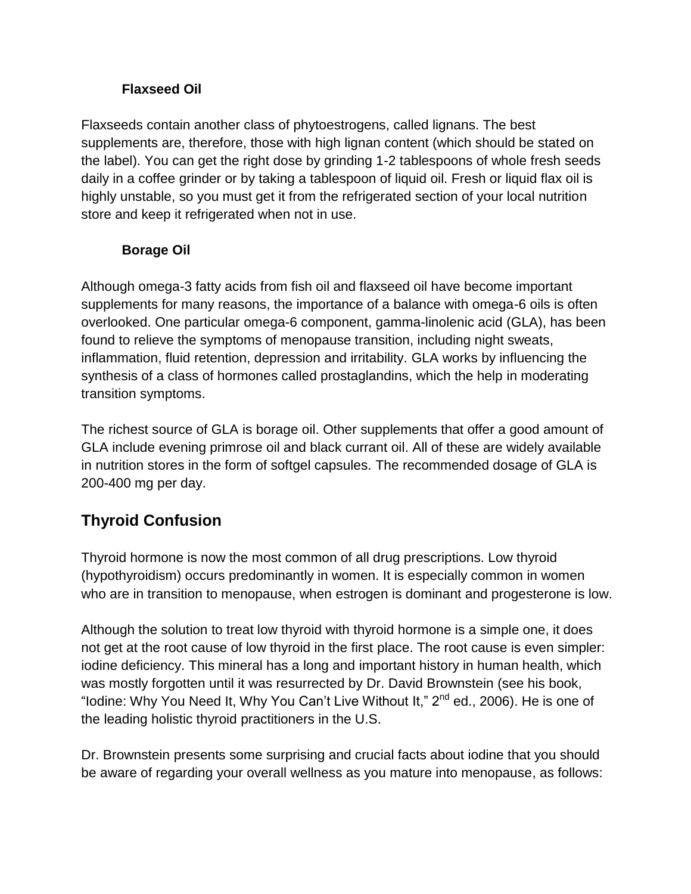### Flaxseed Oil

Flaxseeds contain another class of phytoestrogens, called lignans. The best supplements are, therefore, those with high lignan content (which should be stated on the label). You can get the right dose by grinding 1-2 tablespoons of whole fresh seeds daily in a coffee grinder or by taking a tablespoon of liquid oil. Fresh or liquid flax oil is highly unstable, so you must get it from the refrigerated section of your local nutrition store and keep it refrigerated when not in use.

### Borage Oil

Although omega-3 fatty acids from fish oil and flaxseed oil have become important supplements for many reasons, the importance of a balance with omega-6 oils is often overlooked. One particular omega-6 component, gamma-linolenic acid (GLA), has been found to relieve the symptoms of menopause transition, including night sweats, inflammation, fluid retention, depression and irritability. GLA works by influencing the synthesis of a class of hormones called prostaglandins, which the help in moderating transition symptoms.

The richest source of GLA is borage oil. Other supplements that offer a good amount of GLA include evening primrose oil and black currant oil. All of these are widely available in nutrition stores in the form of softgel capsules. The recommended dosage of GLA is 200-400 mg per day.

## Thyroid Confusion

Thyroid hormone is now the most common of all drug prescriptions. Low thyroid (hypothyroidism) occurs predominantly in women. It is especially common in women who are in transition to menopause, when estrogen is dominant and progesterone is low.

Although the solution to treat low thyroid with thyroid hormone is a simple one, it does not get at the root cause of low thyroid in the first place. The root cause is even simpler: iodine deficiency. This mineral has a long and important history in human health, which was mostly forgotten until it was resurrected by Dr. David Brownstein (see his book, "Iodine: Why You Need It, Why You Can't Live Without It," 2nd ed., 2006). He is one of the leading holistic thyroid practitioners in the U.S.

Dr. Brownstein presents some surprising and crucial facts about iodine that you should be aware of regarding your overall wellness as you mature into menopause, as follows: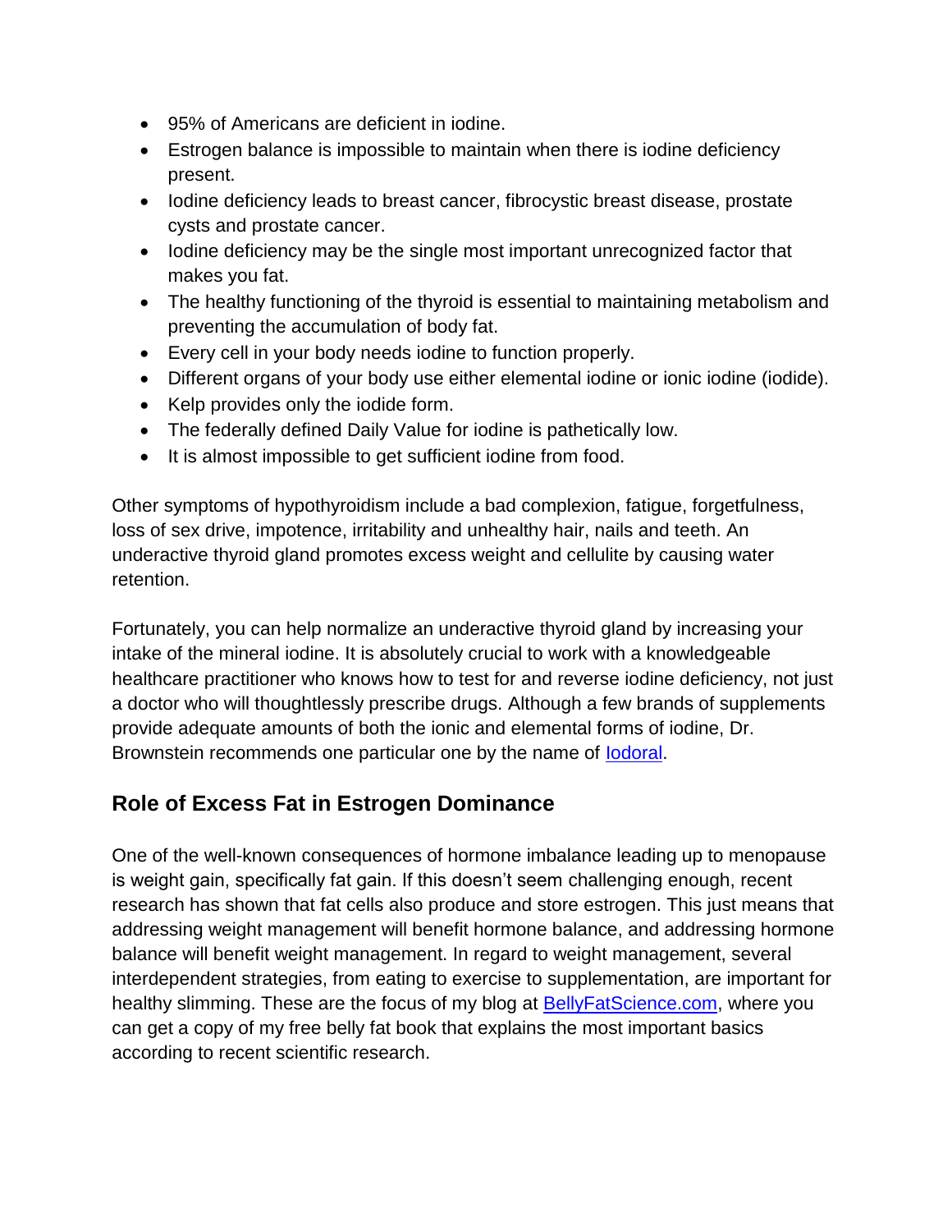- 95% of Americans are deficient in iodine.
- Estrogen balance is impossible to maintain when there is iodine deficiency present.
- Iodine deficiency leads to breast cancer, fibrocystic breast disease, prostate cysts and prostate cancer.
- Iodine deficiency may be the single most important unrecognized factor that makes you fat.
- The healthy functioning of the thyroid is essential to maintaining metabolism and preventing the accumulation of body fat.
- Every cell in your body needs iodine to function properly.
- Different organs of your body use either elemental iodine or ionic iodine (iodide).
- Kelp provides only the iodide form.
- The federally defined Daily Value for iodine is pathetically low.
- It is almost impossible to get sufficient iodine from food.

Other symptoms of hypothyroidism include a bad complexion, fatigue, forgetfulness, loss of sex drive, impotence, irritability and unhealthy hair, nails and teeth. An underactive thyroid gland promotes excess weight and cellulite by causing water retention.

Fortunately, you can help normalize an underactive thyroid gland by increasing your intake of the mineral iodine. It is absolutely crucial to work with a knowledgeable healthcare practitioner who knows how to test for and reverse iodine deficiency, not just a doctor who will thoughtlessly prescribe drugs. Although a few brands of supplements provide adequate amounts of both the ionic and elemental forms of iodine, Dr. Brownstein recommends one particular one by the name of Iodoral.

## Role of Excess Fat in Estrogen Dominance

One of the well-known consequences of hormone imbalance leading up to menopause is weight gain, specifically fat gain. If this doesn't seem challenging enough, recent research has shown that fat cells also produce and store estrogen. This just means that addressing weight management will benefit hormone balance, and addressing hormone balance will benefit weight management. In regard to weight management, several interdependent strategies, from eating to exercise to supplementation, are important for healthy slimming. These are the focus of my blog at BellyFatScience.com, where you can get a copy of my free belly fat book that explains the most important basics according to recent scientific research.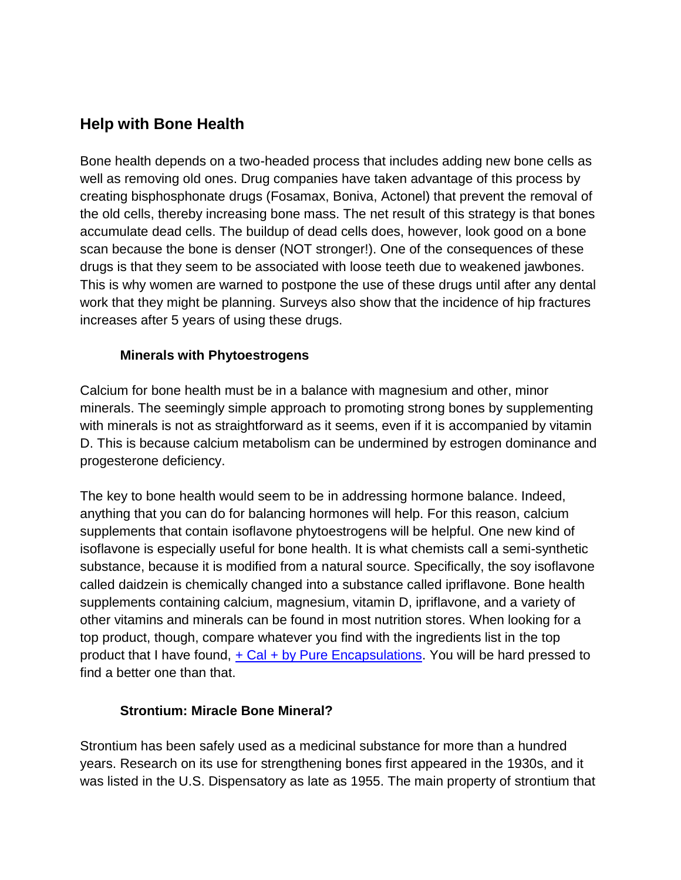## Help with Bone Health

Bone health depends on a two-headed process that includes adding new bone cells as well as removing old ones. Drug companies have taken advantage of this process by creating bisphosphonate drugs (Fosamax, Boniva, Actonel) that prevent the removal of the old cells, thereby increasing bone mass. The net result of this strategy is that bones accumulate dead cells. The buildup of dead cells does, however, look good on a bone scan because the bone is denser (NOT stronger!). One of the consequences of these drugs is that they seem to be associated with loose teeth due to weakened jawbones. This is why women are warned to postpone the use of these drugs until after any dental work that they might be planning. Surveys also show that the incidence of hip fractures increases after 5 years of using these drugs.

### Minerals with Phytoestrogens

Calcium for bone health must be in a balance with magnesium and other, minor minerals. The seemingly simple approach to promoting strong bones by supplementing with minerals is not as straightforward as it seems, even if it is accompanied by vitamin D. This is because calcium metabolism can be undermined by estrogen dominance and progesterone deficiency.

The key to bone health would seem to be in addressing hormone balance. Indeed, anything that you can do for balancing hormones will help. For this reason, calcium supplements that contain isoflavone phytoestrogens will be helpful. One new kind of isoflavone is especially useful for bone health. It is what chemists call a semi-synthetic substance, because it is modified from a natural source. Specifically, the soy isoflavone called daidzein is chemically changed into a substance called ipriflavone. Bone health supplements containing calcium, magnesium, vitamin D, ipriflavone, and a variety of other vitamins and minerals can be found in most nutrition stores. When looking for a top product, though, compare whatever you find with the ingredients list in the top product that I have found, + Cal + by Pure Encapsulations. You will be hard pressed to find a better one than that.

### Strontium: Miracle Bone Mineral?

Strontium has been safely used as a medicinal substance for more than a hundred years. Research on its use for strengthening bones first appeared in the 1930s, and it was listed in the U.S. Dispensatory as late as 1955. The main property of strontium that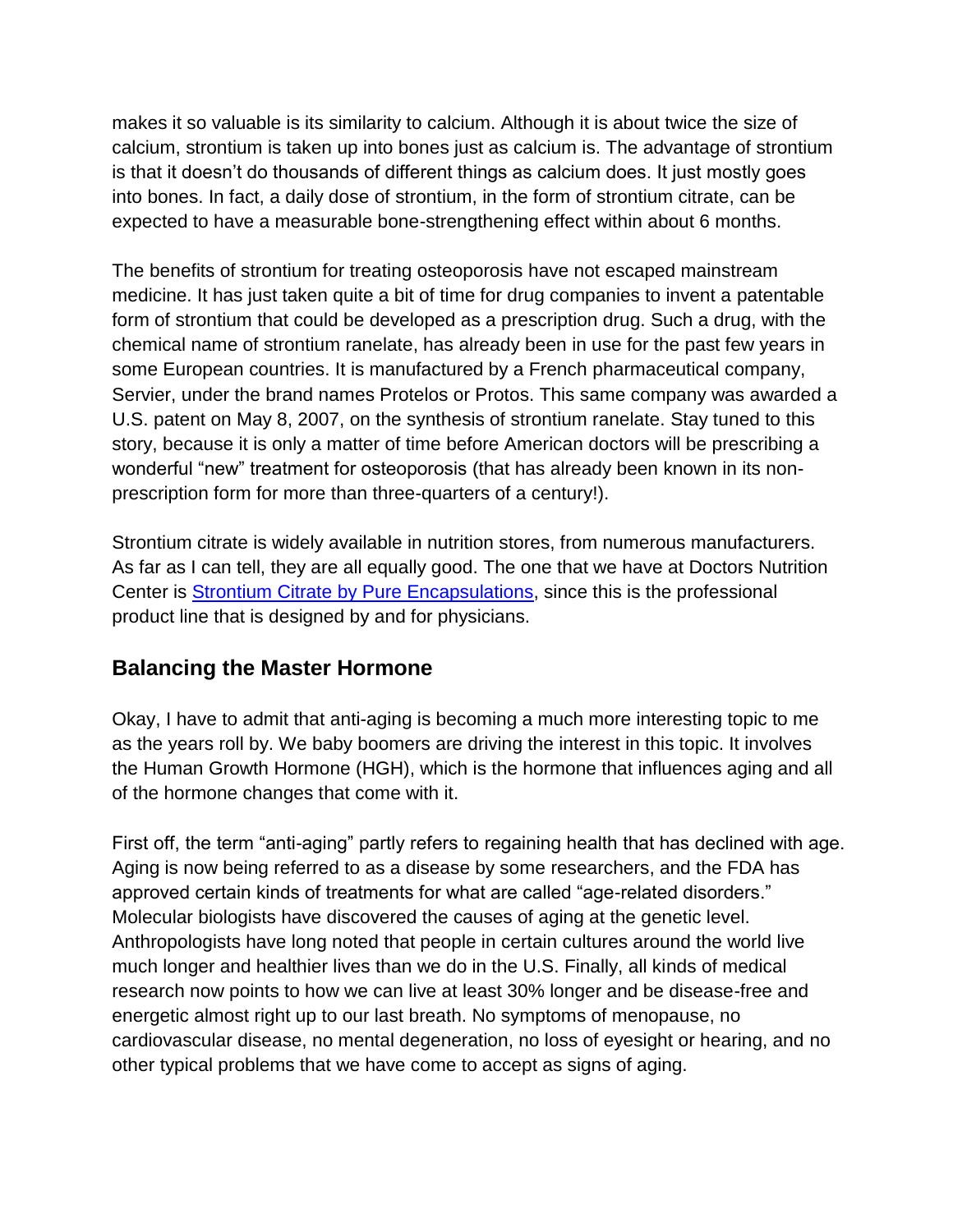makes it so valuable is its similarity to calcium. Although it is about twice the size of calcium, strontium is taken up into bones just as calcium is. The advantage of strontium is that it doesn't do thousands of different things as calcium does. It just mostly goes into bones. In fact, a daily dose of strontium, in the form of strontium citrate, can be expected to have a measurable bone-strengthening effect within about 6 months.

The benefits of strontium for treating osteoporosis have not escaped mainstream medicine. It has just taken quite a bit of time for drug companies to invent a patentable form of strontium that could be developed as a prescription drug. Such a drug, with the chemical name of strontium ranelate, has already been in use for the past few years in some European countries. It is manufactured by a French pharmaceutical company, Servier, under the brand names Protelos or Protos. This same company was awarded a U.S. patent on May 8, 2007, on the synthesis of strontium ranelate. Stay tuned to this story, because it is only a matter of time before American doctors will be prescribing a wonderful "new" treatment for osteoporosis (that has already been known in its non-prescription form for more than three-quarters of a century!).

Strontium citrate is widely available in nutrition stores, from numerous manufacturers. As far as I can tell, they are all equally good. The one that we have at Doctors Nutrition Center is Strontium Citrate by Pure Encapsulations, since this is the professional product line that is designed by and for physicians.

## Balancing the Master Hormone

Okay, I have to admit that anti-aging is becoming a much more interesting topic to me as the years roll by. We baby boomers are driving the interest in this topic. It involves the Human Growth Hormone (HGH), which is the hormone that influences aging and all of the hormone changes that come with it.

First off, the term "anti-aging" partly refers to regaining health that has declined with age. Aging is now being referred to as a disease by some researchers, and the FDA has approved certain kinds of treatments for what are called "age-related disorders." Molecular biologists have discovered the causes of aging at the genetic level. Anthropologists have long noted that people in certain cultures around the world live much longer and healthier lives than we do in the U.S. Finally, all kinds of medical research now points to how we can live at least 30% longer and be disease-free and energetic almost right up to our last breath. No symptoms of menopause, no cardiovascular disease, no mental degeneration, no loss of eyesight or hearing, and no other typical problems that we have come to accept as signs of aging.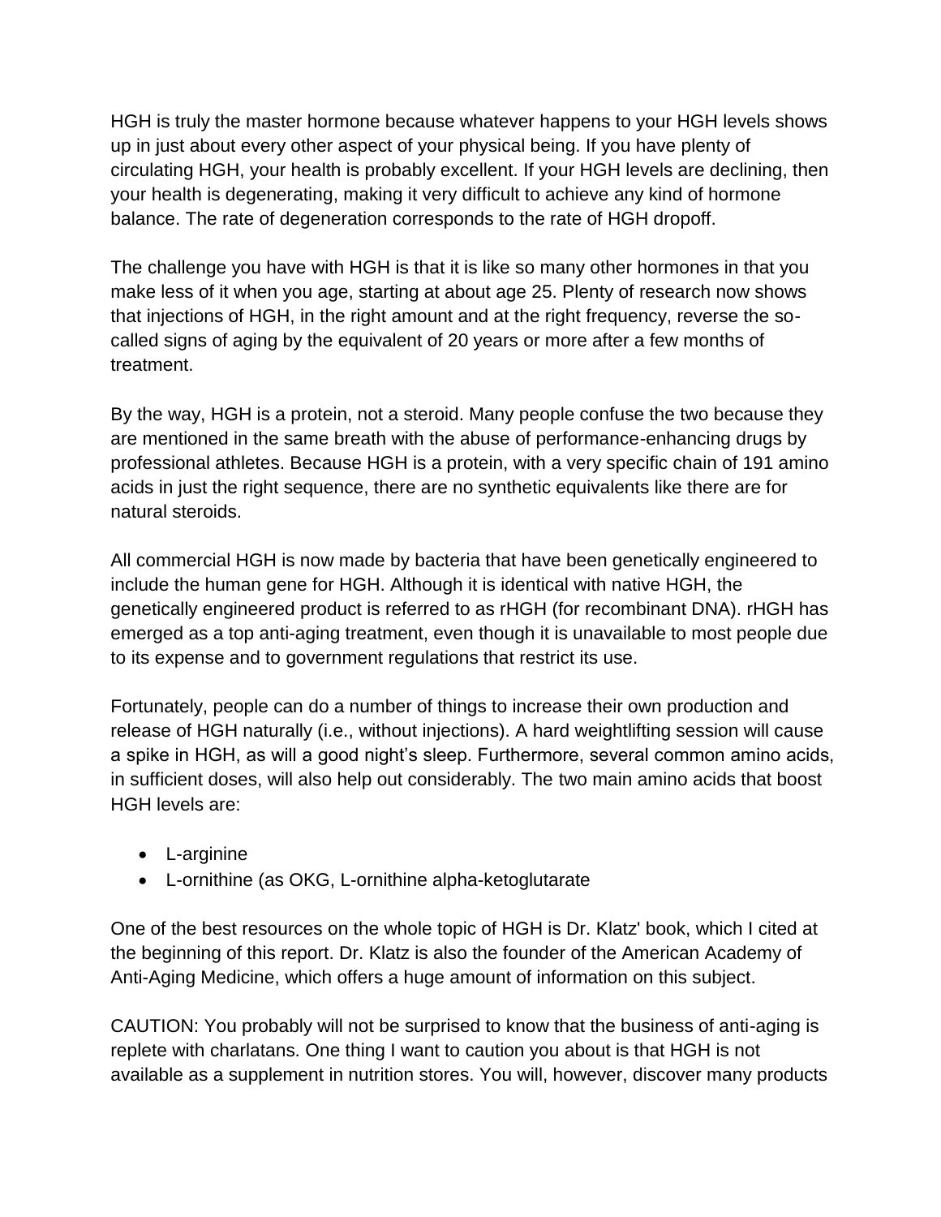HGH is truly the master hormone because whatever happens to your HGH levels shows up in just about every other aspect of your physical being. If you have plenty of circulating HGH, your health is probably excellent. If your HGH levels are declining, then your health is degenerating, making it very difficult to achieve any kind of hormone balance. The rate of degeneration corresponds to the rate of HGH dropoff.

The challenge you have with HGH is that it is like so many other hormones in that you make less of it when you age, starting at about age 25. Plenty of research now shows that injections of HGH, in the right amount and at the right frequency, reverse the so-called signs of aging by the equivalent of 20 years or more after a few months of treatment.

By the way, HGH is a protein, not a steroid. Many people confuse the two because they are mentioned in the same breath with the abuse of performance-enhancing drugs by professional athletes. Because HGH is a protein, with a very specific chain of 191 amino acids in just the right sequence, there are no synthetic equivalents like there are for natural steroids.

All commercial HGH is now made by bacteria that have been genetically engineered to include the human gene for HGH. Although it is identical with native HGH, the genetically engineered product is referred to as rHGH (for recombinant DNA). rHGH has emerged as a top anti-aging treatment, even though it is unavailable to most people due to its expense and to government regulations that restrict its use.

Fortunately, people can do a number of things to increase their own production and release of HGH naturally (i.e., without injections). A hard weightlifting session will cause a spike in HGH, as will a good night's sleep. Furthermore, several common amino acids, in sufficient doses, will also help out considerably. The two main amino acids that boost HGH levels are:

- L-arginine
- L-ornithine (as OKG, L-ornithine alpha-ketoglutarate

One of the best resources on the whole topic of HGH is Dr. Klatz' book, which I cited at the beginning of this report. Dr. Klatz is also the founder of the American Academy of Anti-Aging Medicine, which offers a huge amount of information on this subject.

CAUTION: You probably will not be surprised to know that the business of anti-aging is replete with charlatans. One thing I want to caution you about is that HGH is not available as a supplement in nutrition stores. You will, however, discover many products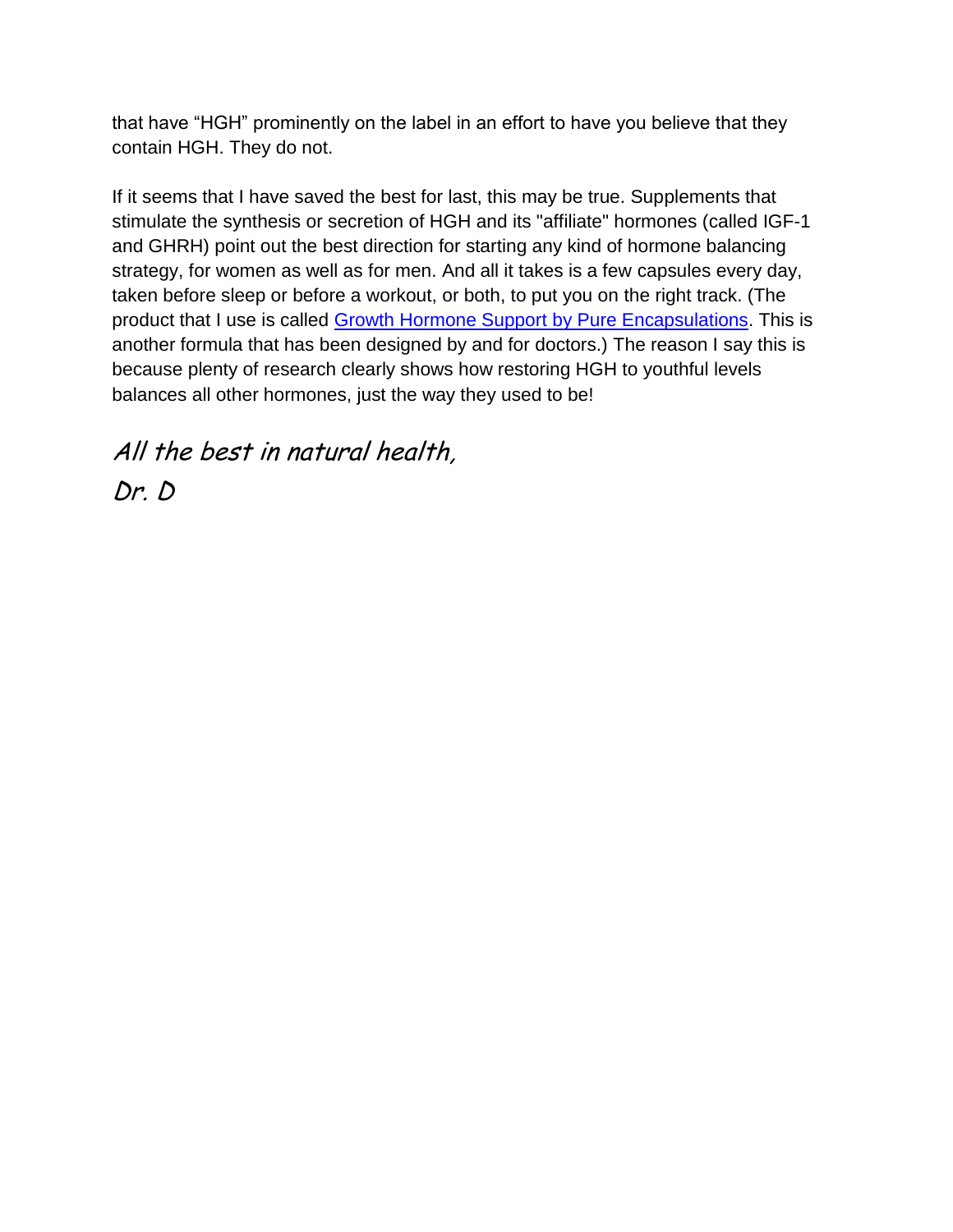that have “HGH” prominently on the label in an effort to have you believe that they contain HGH. They do not.

If it seems that I have saved the best for last, this may be true. Supplements that stimulate the synthesis or secretion of HGH and its "affiliate" hormones (called IGF-1 and GHRH) point out the best direction for starting any kind of hormone balancing strategy, for women as well as for men. And all it takes is a few capsules every day, taken before sleep or before a workout, or both, to put you on the right track. (The product that I use is called Growth Hormone Support by Pure Encapsulations. This is another formula that has been designed by and for doctors.) The reason I say this is because plenty of research clearly shows how restoring HGH to youthful levels balances all other hormones, just the way they used to be!

*All the best in natural health,*

*Dr. D*